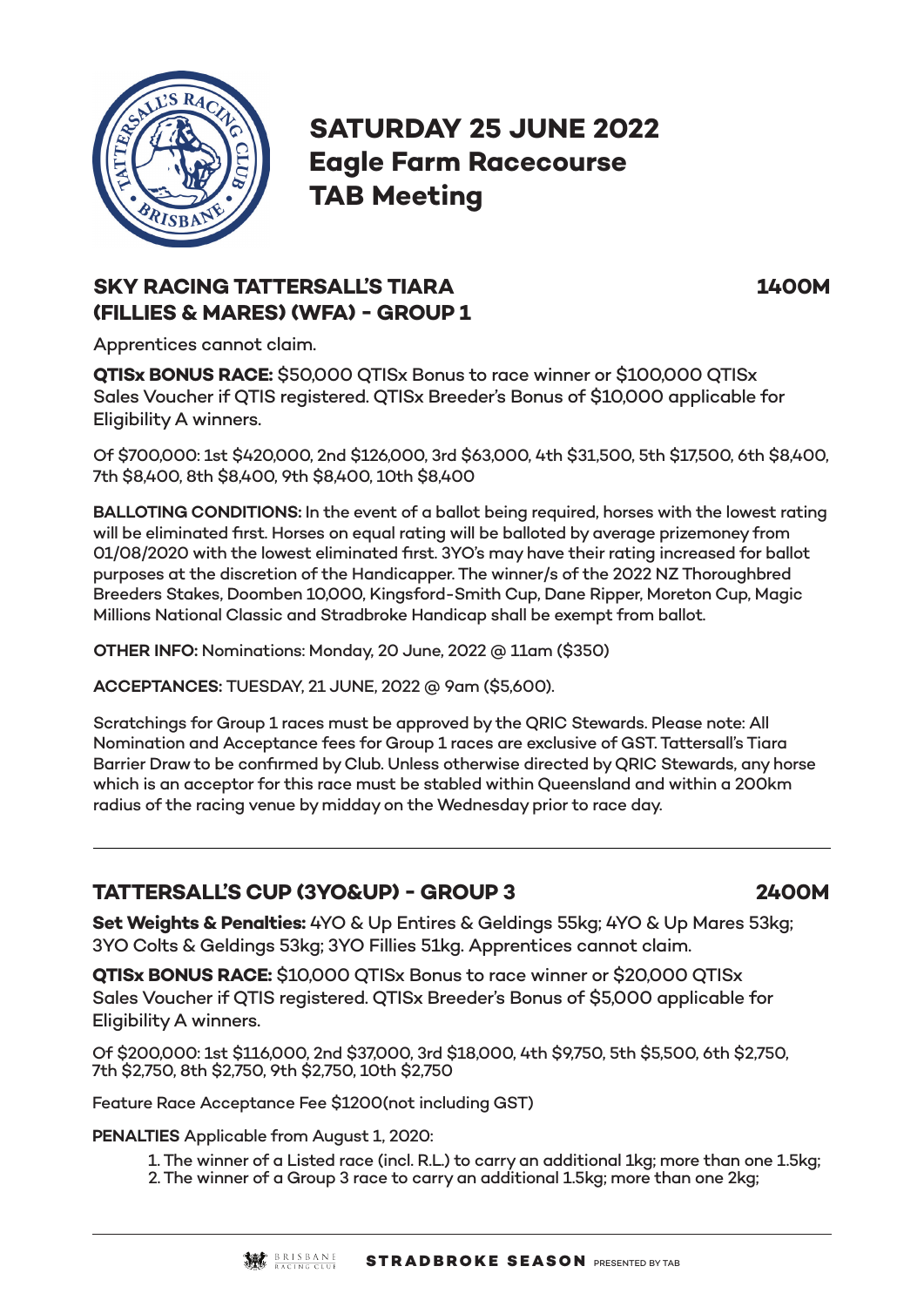# SATURDAY 25 JUNE 2022
## Eagle Farm Racecourse
## TAB Meeting

### SKY RACING TATTERSALL'S TIARA (FILLIES & MARES) (WFA) - GROUP 1 — 1400M

Apprentices cannot claim.

**QTISx BONUS RACE:** $50,000 QTISx Bonus to race winner or $100,000 QTISx Sales Voucher if QTIS registered. QTISx Breeder's Bonus of $10,000 applicable for Eligibility A winners.

Of $700,000: 1st $420,000, 2nd $126,000, 3rd $63,000, 4th $31,500, 5th $17,500, 6th $8,400, 7th $8,400, 8th $8,400, 9th $8,400, 10th $8,400

**BALLOTING CONDITIONS:** In the event of a ballot being required, horses with the lowest rating will be eliminated first. Horses on equal rating will be balloted by average prizemoney from 01/08/2020 with the lowest eliminated first. 3YO's may have their rating increased for ballot purposes at the discretion of the Handicapper. The winner/s of the 2022 NZ Thoroughbred Breeders Stakes, Doomben 10,000, Kingsford-Smith Cup, Dane Ripper, Moreton Cup, Magic Millions National Classic and Stradbroke Handicap shall be exempt from ballot.

**OTHER INFO:** Nominations: Monday, 20 June, 2022 @ 11am ($350)

**ACCEPTANCES:** TUESDAY, 21 JUNE, 2022 @ 9am ($5,600).

Scratchings for Group 1 races must be approved by the QRIC Stewards. Please note: All Nomination and Acceptance fees for Group 1 races are exclusive of GST. Tattersall's Tiara Barrier Draw to be confirmed by Club. Unless otherwise directed by QRIC Stewards, any horse which is an acceptor for this race must be stabled within Queensland and within a 200km radius of the racing venue by midday on the Wednesday prior to race day.

---

### TATTERSALL'S CUP (3YO&UP) - GROUP 3 — 2400M

**Set Weights & Penalties:** 4YO & Up Entires & Geldings 55kg; 4YO & Up Mares 53kg; 3YO Colts & Geldings 53kg; 3YO Fillies 51kg. Apprentices cannot claim.

**QTISx BONUS RACE:** $10,000 QTISx Bonus to race winner or $20,000 QTISx Sales Voucher if QTIS registered. QTISx Breeder's Bonus of $5,000 applicable for Eligibility A winners.

Of $200,000: 1st $116,000, 2nd $37,000, 3rd $18,000, 4th $9,750, 5th $5,500, 6th $2,750, 7th $2,750, 8th $2,750, 9th $2,750, 10th $2,750

Feature Race Acceptance Fee $1200(not including GST)

**PENALTIES** Applicable from August 1, 2020:

1. The winner of a Listed race (incl. R.L.) to carry an additional 1kg; more than one 1.5kg;
2. The winner of a Group 3 race to carry an additional 1.5kg; more than one 2kg;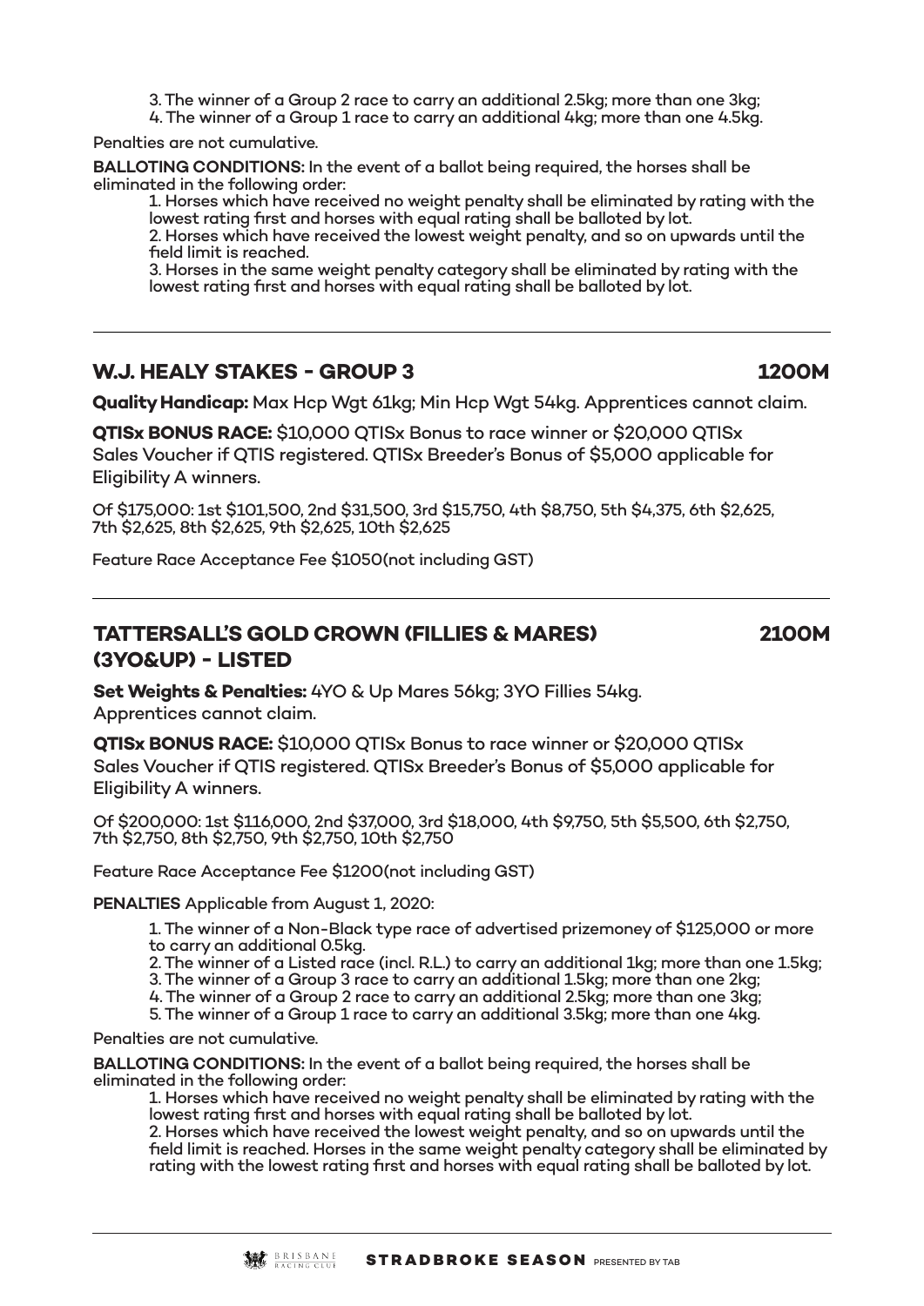3. The winner of a Group 2 race to carry an additional 2.5kg; more than one 3kg;
4. The winner of a Group 1 race to carry an additional 4kg; more than one 4.5kg.

Penalties are not cumulative.

**BALLOTING CONDITIONS:** In the event of a ballot being required, the horses shall be eliminated in the following order:

1. Horses which have received no weight penalty shall be eliminated by rating with the lowest rating first and horses with equal rating shall be balloted by lot.
2. Horses which have received the lowest weight penalty, and so on upwards until the field limit is reached.
3. Horses in the same weight penalty category shall be eliminated by rating with the lowest rating first and horses with equal rating shall be balloted by lot.

---

## W.J. HEALY STAKES - GROUP 3 — 1200M

**Quality Handicap:** Max Hcp Wgt 61kg; Min Hcp Wgt 54kg. Apprentices cannot claim.

**QTISx BONUS RACE:** $10,000 QTISx Bonus to race winner or $20,000 QTISx Sales Voucher if QTIS registered. QTISx Breeder's Bonus of $5,000 applicable for Eligibility A winners.

Of $175,000: 1st $101,500, 2nd $31,500, 3rd $15,750, 4th $8,750, 5th $4,375, 6th $2,625, 7th $2,625, 8th $2,625, 9th $2,625, 10th $2,625

Feature Race Acceptance Fee $1050(not including GST)

---

## TATTERSALL'S GOLD CROWN (FILLIES & MARES) (3YO&UP) - LISTED — 2100M

**Set Weights & Penalties:** 4YO & Up Mares 56kg; 3YO Fillies 54kg. Apprentices cannot claim.

**QTISx BONUS RACE:** $10,000 QTISx Bonus to race winner or $20,000 QTISx Sales Voucher if QTIS registered. QTISx Breeder's Bonus of $5,000 applicable for Eligibility A winners.

Of $200,000: 1st $116,000, 2nd $37,000, 3rd $18,000, 4th $9,750, 5th $5,500, 6th $2,750, 7th $2,750, 8th $2,750, 9th $2,750, 10th $2,750

Feature Race Acceptance Fee $1200(not including GST)

**PENALTIES** Applicable from August 1, 2020:

1. The winner of a Non-Black type race of advertised prizemoney of $125,000 or more to carry an additional 0.5kg.
2. The winner of a Listed race (incl. R.L.) to carry an additional 1kg; more than one 1.5kg;
3. The winner of a Group 3 race to carry an additional 1.5kg; more than one 2kg;
4. The winner of a Group 2 race to carry an additional 2.5kg; more than one 3kg;
5. The winner of a Group 1 race to carry an additional 3.5kg; more than one 4kg.

Penalties are not cumulative.

**BALLOTING CONDITIONS:** In the event of a ballot being required, the horses shall be eliminated in the following order:

1. Horses which have received no weight penalty shall be eliminated by rating with the lowest rating first and horses with equal rating shall be balloted by lot.
2. Horses which have received the lowest weight penalty, and so on upwards until the field limit is reached. Horses in the same weight penalty category shall be eliminated by rating with the lowest rating first and horses with equal rating shall be balloted by lot.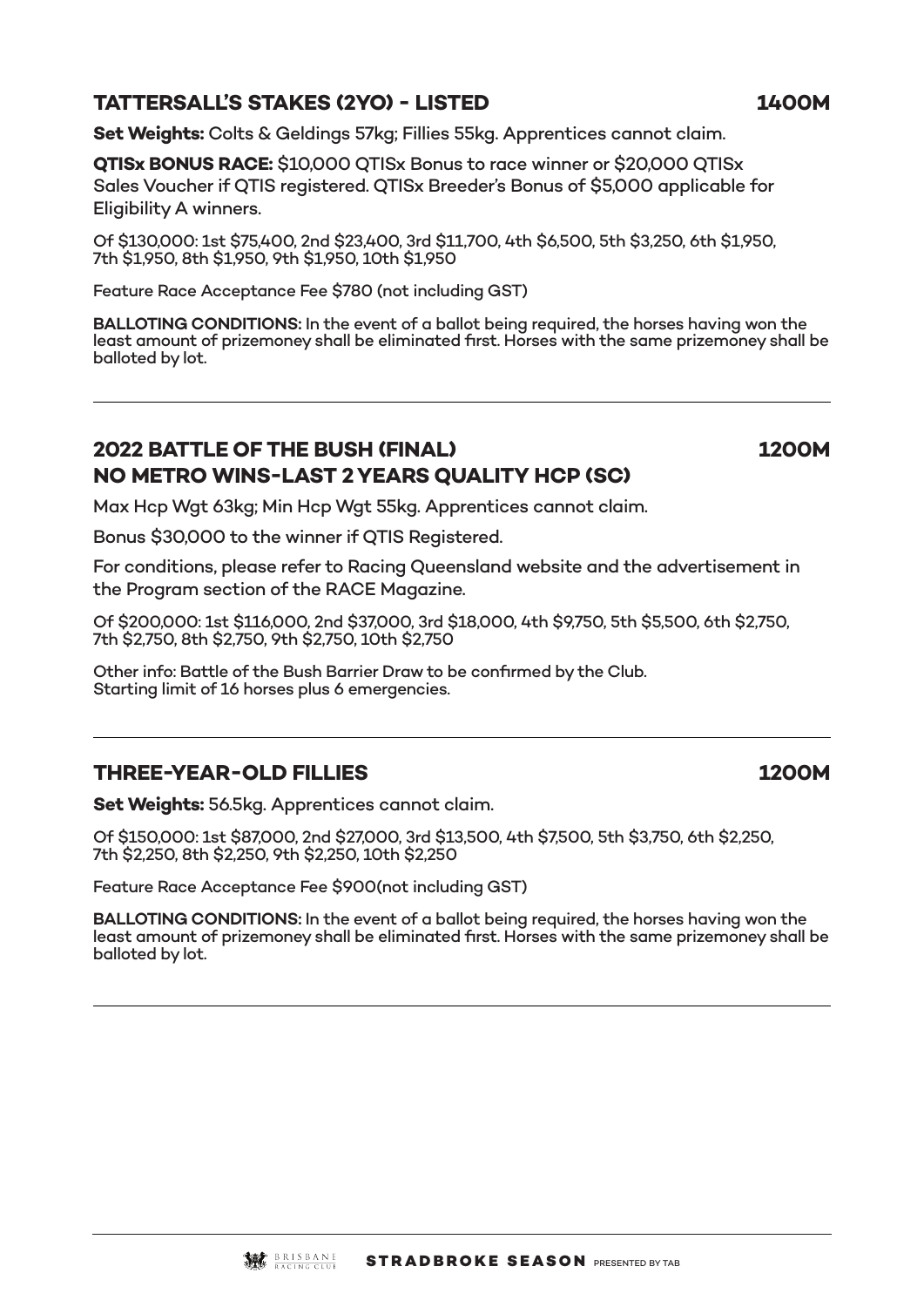## TATTERSALL'S STAKES (2YO) - LISTED — 1400M

**Set Weights:** Colts & Geldings 57kg; Fillies 55kg. Apprentices cannot claim.

**QTISx BONUS RACE:** $10,000 QTISx Bonus to race winner or $20,000 QTISx Sales Voucher if QTIS registered. QTISx Breeder's Bonus of $5,000 applicable for Eligibility A winners.

Of $130,000: 1st $75,400, 2nd $23,400, 3rd $11,700, 4th $6,500, 5th $3,250, 6th $1,950, 7th $1,950, 8th $1,950, 9th $1,950, 10th $1,950

Feature Race Acceptance Fee $780 (not including GST)

**BALLOTING CONDITIONS:** In the event of a ballot being required, the horses having won the least amount of prizemoney shall be eliminated first. Horses with the same prizemoney shall be balloted by lot.

---

## 2022 BATTLE OF THE BUSH (FINAL) NO METRO WINS-LAST 2 YEARS QUALITY HCP (SC) — 1200M

Max Hcp Wgt 63kg; Min Hcp Wgt 55kg. Apprentices cannot claim.

Bonus $30,000 to the winner if QTIS Registered.

For conditions, please refer to Racing Queensland website and the advertisement in the Program section of the RACE Magazine.

Of $200,000: 1st $116,000, 2nd $37,000, 3rd $18,000, 4th $9,750, 5th $5,500, 6th $2,750, 7th $2,750, 8th $2,750, 9th $2,750, 10th $2,750

Other info: Battle of the Bush Barrier Draw to be confirmed by the Club.
Starting limit of 16 horses plus 6 emergencies.

---

## THREE-YEAR-OLD FILLIES — 1200M

**Set Weights:** 56.5kg. Apprentices cannot claim.

Of $150,000: 1st $87,000, 2nd $27,000, 3rd $13,500, 4th $7,500, 5th $3,750, 6th $2,250, 7th $2,250, 8th $2,250, 9th $2,250, 10th $2,250

Feature Race Acceptance Fee $900(not including GST)

**BALLOTING CONDITIONS:** In the event of a ballot being required, the horses having won the least amount of prizemoney shall be eliminated first. Horses with the same prizemoney shall be balloted by lot.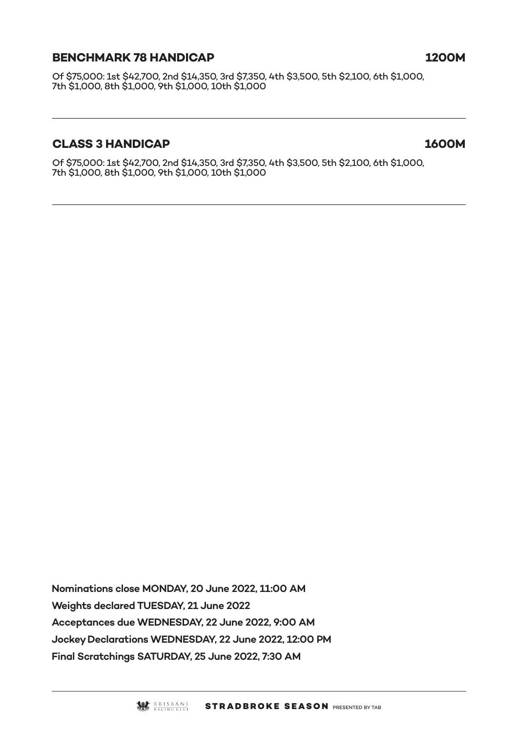## BENCHMARK 78 HANDICAP 1200M

Of $75,000: 1st $42,700, 2nd $14,350, 3rd $7,350, 4th $3,500, 5th $2,100, 6th $1,000, 7th $1,000, 8th $1,000, 9th $1,000, 10th $1,000

---

## CLASS 3 HANDICAP 1600M

Of $75,000: 1st $42,700, 2nd $14,350, 3rd $7,350, 4th $3,500, 5th $2,100, 6th $1,000, 7th $1,000, 8th $1,000, 9th $1,000, 10th $1,000

---

**Nominations close MONDAY, 20 June 2022, 11:00 AM**

**Weights declared TUESDAY, 21 June 2022**

**Acceptances due WEDNESDAY, 22 June 2022, 9:00 AM**

**Jockey Declarations WEDNESDAY, 22 June 2022, 12:00 PM**

**Final Scratchings SATURDAY, 25 June 2022, 7:30 AM**